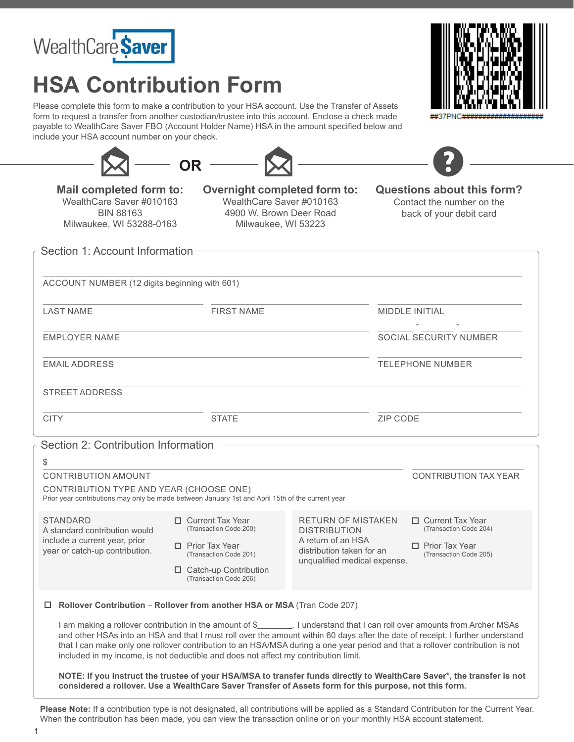WealthCare Saver

# HSA Contribution Form

##37PNC####################

Please complete this form to make a contribution to your HSA account. Use the Transfer of Assets form to request a transfer from another custodian/trustee into this account. Enclose a check made payable to WealthCare Saver FBO (Account Holder Name) HSA in the amount specified below and include your HSA account number on your check.

**Mail completed form to:**
WealthCare Saver #010163
BIN 88163
Milwaukee, WI 53288-0163

OR

**Overnight completed form to:**
WealthCare Saver #010163
4900 W. Brown Deer Road
Milwaukee, WI 53223

**Questions about this form?**
Contact the number on the back of your debit card

## Section 1: Account Information

ACCOUNT NUMBER (12 digits beginning with 601) ______________________

LAST NAME ____________ FIRST NAME ____________ MIDDLE INITIAL ____________

EMPLOYER NAME ____________ SOCIAL SECURITY NUMBER _____ - _____ - _____

EMAIL ADDRESS ____________ TELEPHONE NUMBER ____________

STREET ADDRESS ______________________

CITY ____________ STATE ____________ ZIP CODE ____________

## Section 2: Contribution Information

$ ____________ CONTRIBUTION AMOUNT

____________ CONTRIBUTION TAX YEAR

CONTRIBUTION TYPE AND YEAR (CHOOSE ONE)
Prior year contributions may only be made between January 1st and April 15th of the current year

**STANDARD**
A standard contribution would include a current year, prior year or catch-up contribution.

- ☐ Current Tax Year (Transaction Code 200)
- ☐ Prior Tax Year (Transaction Code 201)
- ☐ Catch-up Contribution (Transaction Code 206)

**RETURN OF MISTAKEN DISTRIBUTION**
A return of an HSA distribution taken for an unqualified medical expense.

- ☐ Current Tax Year (Transaction Code 204)
- ☐ Prior Tax Year (Transaction Code 205)

☐ **Rollover Contribution** – **Rollover from another HSA or MSA** (Tran Code 207)

I am making a rollover contribution in the amount of $________. I understand that I can roll over amounts from Archer MSAs and other HSAs into an HSA and that I must roll over the amount within 60 days after the date of receipt. I further understand that I can make only one rollover contribution to an HSA/MSA during a one year period and that a rollover contribution is not included in my income, is not deductible and does not affect my contribution limit.

**NOTE: If you instruct the trustee of your HSA/MSA to transfer funds directly to WealthCare Saver\*, the transfer is not considered a rollover. Use a WealthCare Saver Transfer of Assets form for this purpose, not this form.**

**Please Note:** If a contribution type is not designated, all contributions will be applied as a Standard Contribution for the Current Year. When the contribution has been made, you can view the transaction online or on your monthly HSA account statement.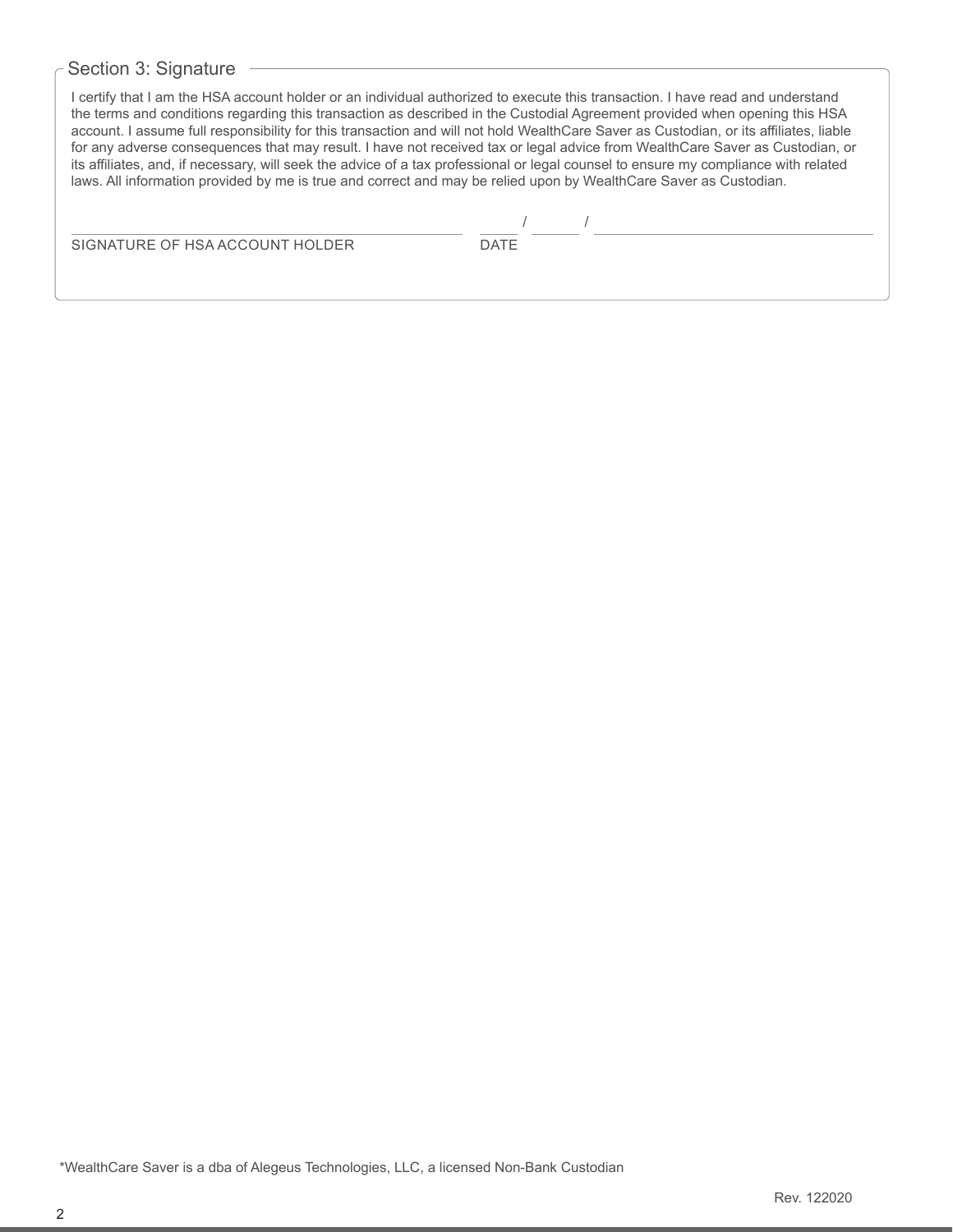## Section 3: Signature

I certify that I am the HSA account holder or an individual authorized to execute this transaction. I have read and understand the terms and conditions regarding this transaction as described in the Custodial Agreement provided when opening this HSA account. I assume full responsibility for this transaction and will not hold WealthCare Saver as Custodian, or its affiliates, liable for any adverse consequences that may result. I have not received tax or legal advice from WealthCare Saver as Custodian, or its affiliates, and, if necessary, will seek the advice of a tax professional or legal counsel to ensure my compliance with related laws. All information provided by me is true and correct and may be relied upon by WealthCare Saver as Custodian.

\_\_\_\_\_\_\_\_\_\_\_\_\_\_\_\_\_\_\_\_\_\_\_\_\_\_\_\_\_\_\_\_\_\_\_\_\_\_\_\_ \_\_\_\_\_ / \_\_\_\_\_ / \_\_\_\_\_\_\_\_\_\_\_\_\_\_\_\_\_\_\_\_

SIGNATURE OF HSA ACCOUNT HOLDER DATE

*WealthCare Saver is a dba of Alegeus Technologies, LLC, a licensed Non-Bank Custodian

Rev. 122020